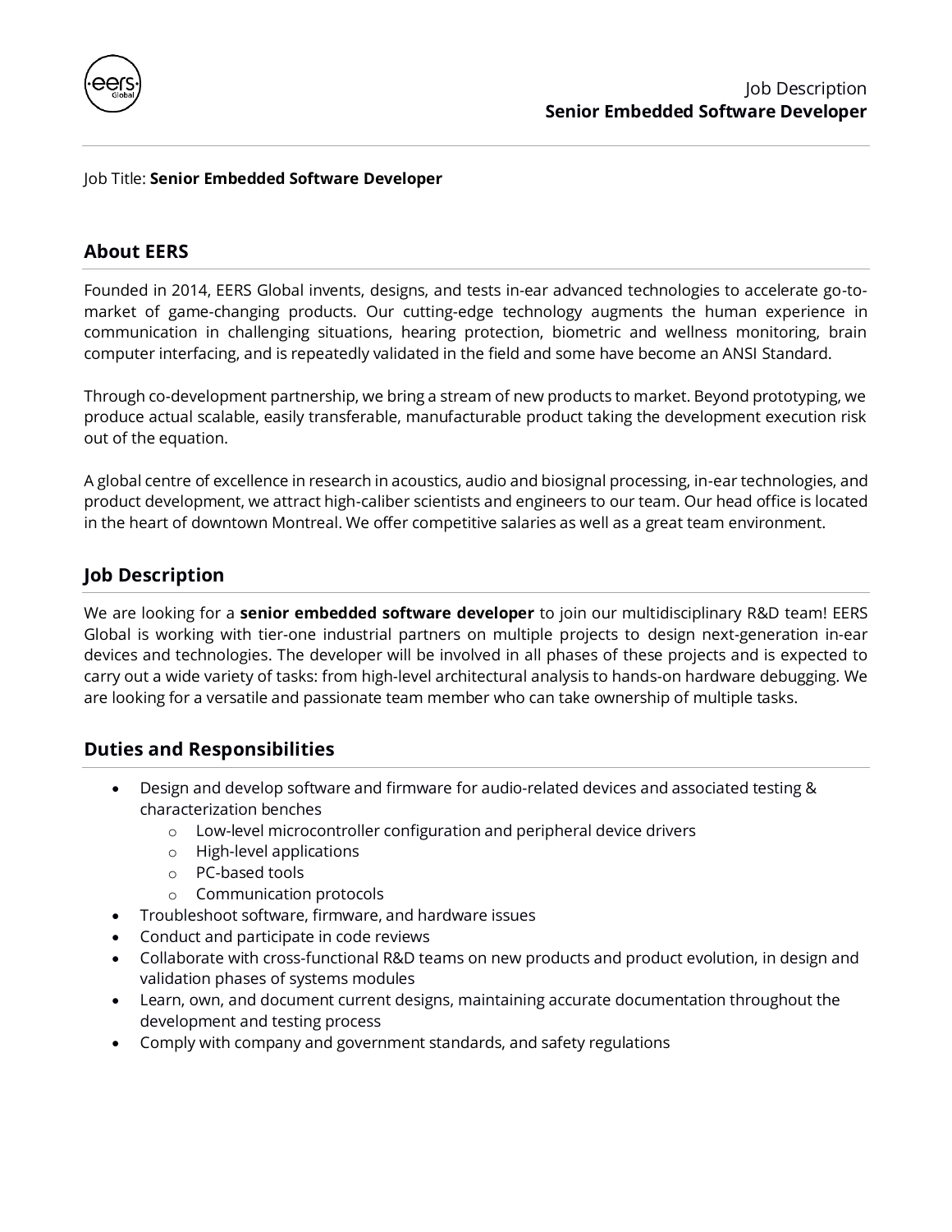Job Description
**Senior Embedded Software Developer**

Job Title: **Senior Embedded Software Developer**

## About EERS

Founded in 2014, EERS Global invents, designs, and tests in-ear advanced technologies to accelerate go-to-market of game-changing products. Our cutting-edge technology augments the human experience in communication in challenging situations, hearing protection, biometric and wellness monitoring, brain computer interfacing, and is repeatedly validated in the field and some have become an ANSI Standard.

Through co-development partnership, we bring a stream of new products to market. Beyond prototyping, we produce actual scalable, easily transferable, manufacturable product taking the development execution risk out of the equation.

A global centre of excellence in research in acoustics, audio and biosignal processing, in-ear technologies, and product development, we attract high-caliber scientists and engineers to our team. Our head office is located in the heart of downtown Montreal. We offer competitive salaries as well as a great team environment.

## Job Description

We are looking for a **senior embedded software developer** to join our multidisciplinary R&D team! EERS Global is working with tier-one industrial partners on multiple projects to design next-generation in-ear devices and technologies. The developer will be involved in all phases of these projects and is expected to carry out a wide variety of tasks: from high-level architectural analysis to hands-on hardware debugging. We are looking for a versatile and passionate team member who can take ownership of multiple tasks.

## Duties and Responsibilities

- Design and develop software and firmware for audio-related devices and associated testing & characterization benches
  - Low-level microcontroller configuration and peripheral device drivers
  - High-level applications
  - PC-based tools
  - Communication protocols
- Troubleshoot software, firmware, and hardware issues
- Conduct and participate in code reviews
- Collaborate with cross-functional R&D teams on new products and product evolution, in design and validation phases of systems modules
- Learn, own, and document current designs, maintaining accurate documentation throughout the development and testing process
- Comply with company and government standards, and safety regulations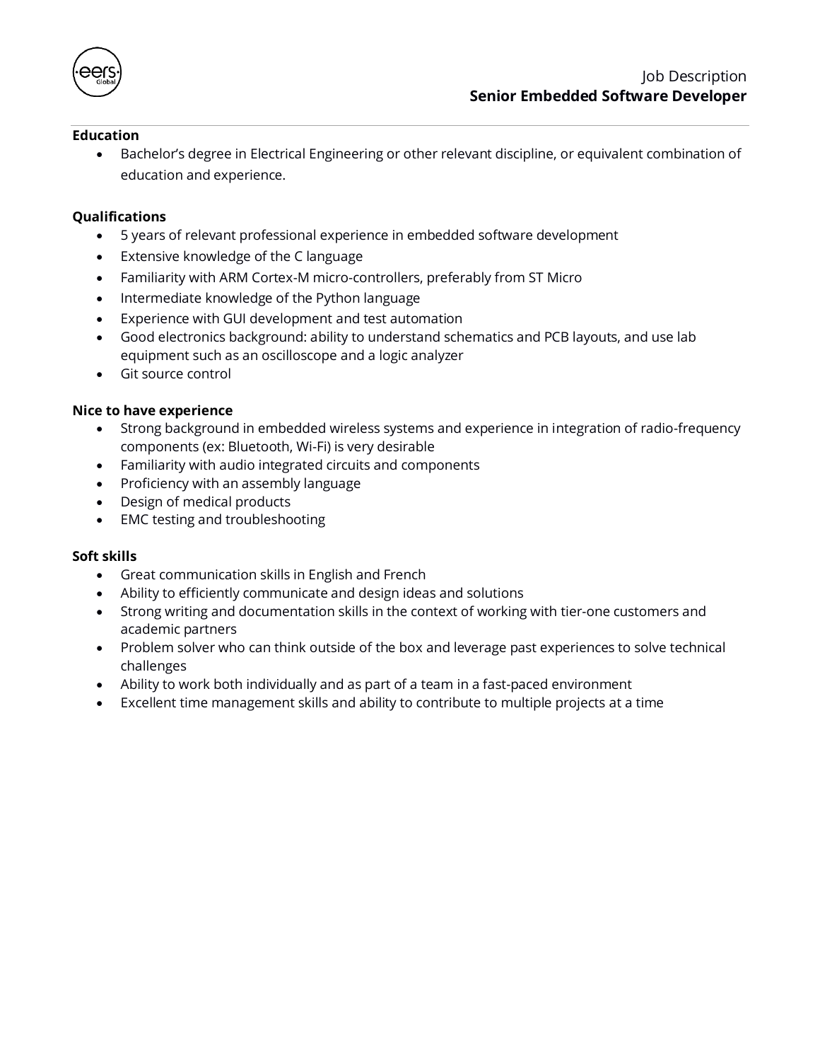**Education**

- Bachelor's degree in Electrical Engineering or other relevant discipline, or equivalent combination of education and experience.

**Qualifications**

- 5 years of relevant professional experience in embedded software development
- Extensive knowledge of the C language
- Familiarity with ARM Cortex-M micro-controllers, preferably from ST Micro
- Intermediate knowledge of the Python language
- Experience with GUI development and test automation
- Good electronics background: ability to understand schematics and PCB layouts, and use lab equipment such as an oscilloscope and a logic analyzer
- Git source control

**Nice to have experience**

- Strong background in embedded wireless systems and experience in integration of radio-frequency components (ex: Bluetooth, Wi-Fi) is very desirable
- Familiarity with audio integrated circuits and components
- Proficiency with an assembly language
- Design of medical products
- EMC testing and troubleshooting

**Soft skills**

- Great communication skills in English and French
- Ability to efficiently communicate and design ideas and solutions
- Strong writing and documentation skills in the context of working with tier-one customers and academic partners
- Problem solver who can think outside of the box and leverage past experiences to solve technical challenges
- Ability to work both individually and as part of a team in a fast-paced environment
- Excellent time management skills and ability to contribute to multiple projects at a time